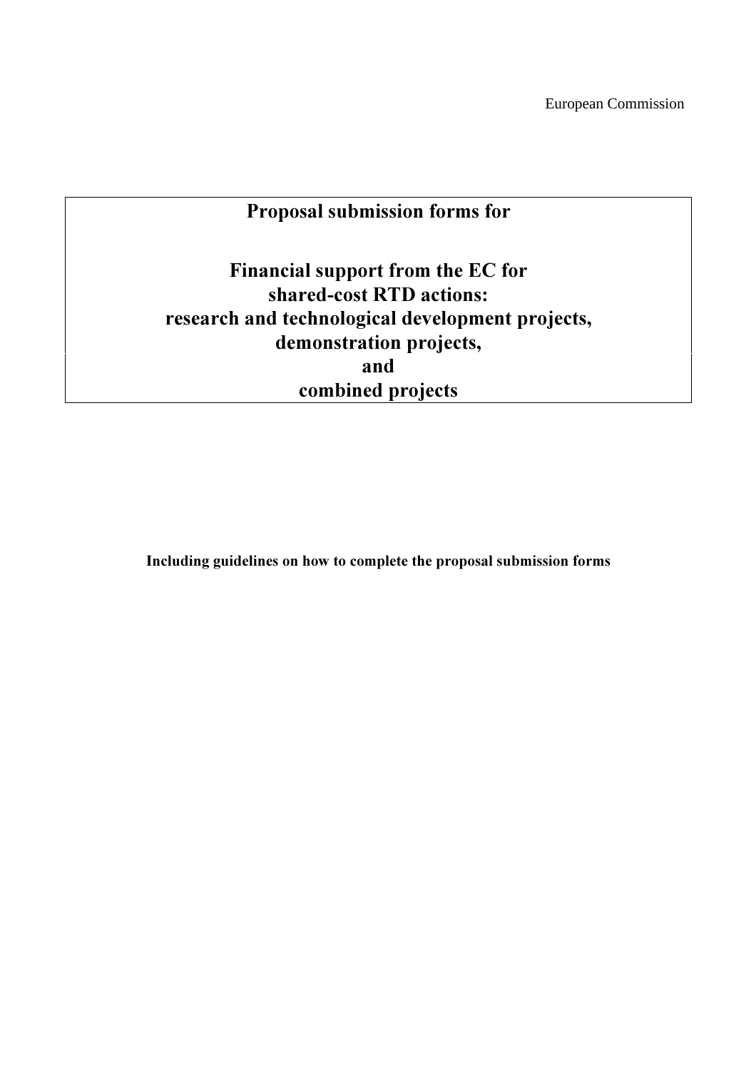European Commission

# Proposal submission forms for

# Financial support from the EC for shared-cost RTD actions: research and technological development projects, demonstration projects, and combined projects

**Including guidelines on how to complete the proposal submission forms**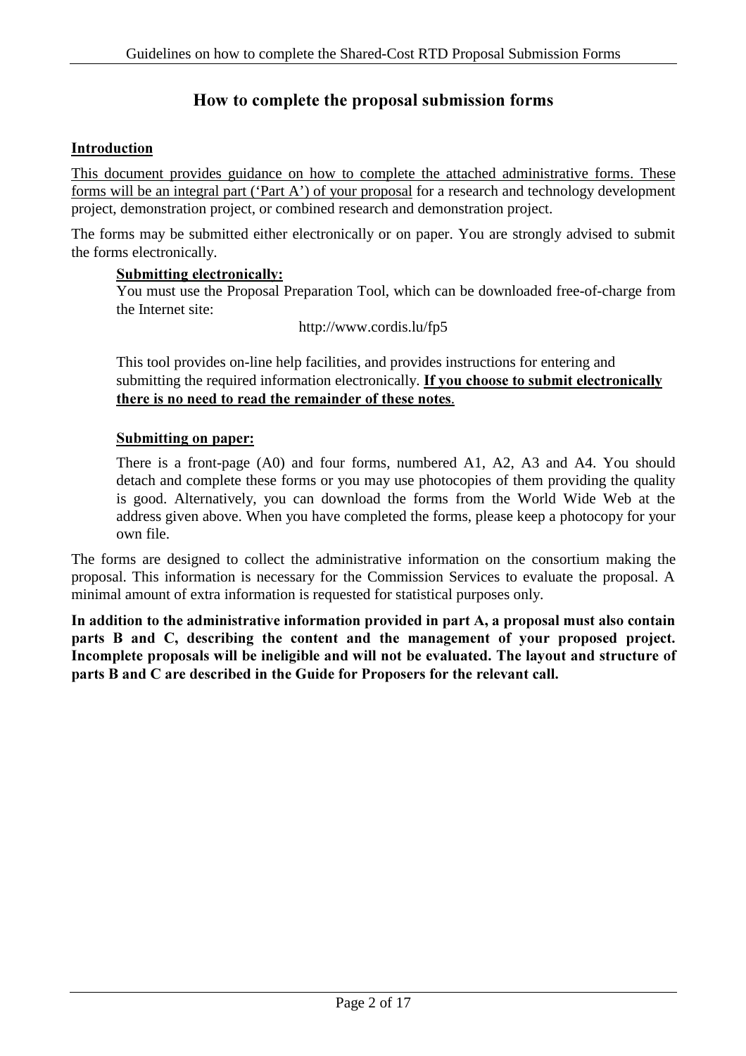# How to complete the proposal submission forms

## Introduction

This document provides guidance on how to complete the attached administrative forms. These forms will be an integral part ('Part A') of your proposal for a research and technology development project, demonstration project, or combined research and demonstration project.

The forms may be submitted either electronically or on paper. You are strongly advised to submit the forms electronically.

> **Submitting electronically:**
>
> You must use the Proposal Preparation Tool, which can be downloaded free-of-charge from the Internet site:
>
> http://www.cordis.lu/fp5
>
> This tool provides on-line help facilities, and provides instructions for entering and submitting the required information electronically. **If you choose to submit electronically there is no need to read the remainder of these notes**.
>
> **Submitting on paper:**
>
> There is a front-page (A0) and four forms, numbered A1, A2, A3 and A4. You should detach and complete these forms or you may use photocopies of them providing the quality is good. Alternatively, you can download the forms from the World Wide Web at the address given above. When you have completed the forms, please keep a photocopy for your own file.

The forms are designed to collect the administrative information on the consortium making the proposal. This information is necessary for the Commission Services to evaluate the proposal. A minimal amount of extra information is requested for statistical purposes only.

**In addition to the administrative information provided in part A, a proposal must also contain parts B and C, describing the content and the management of your proposed project. Incomplete proposals will be ineligible and will not be evaluated. The layout and structure of parts B and C are described in the Guide for Proposers for the relevant call.**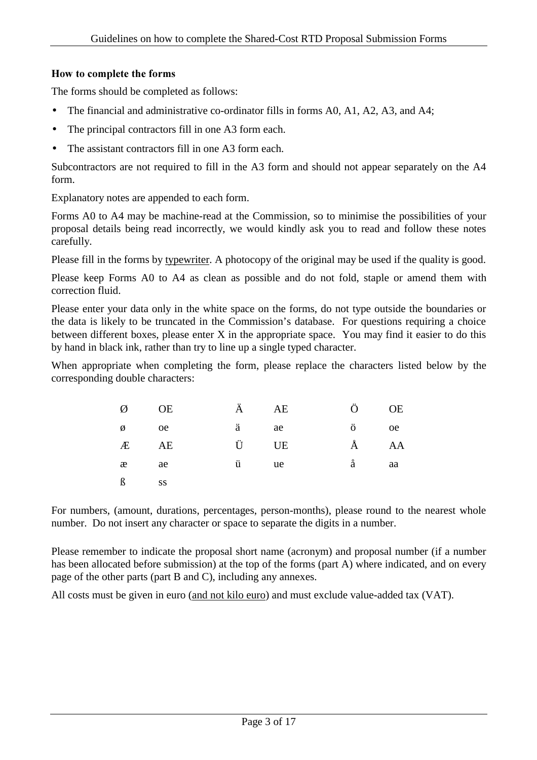**How to complete the forms**

The forms should be completed as follows:

- The financial and administrative co-ordinator fills in forms A0, A1, A2, A3, and A4;
- The principal contractors fill in one A3 form each.
- The assistant contractors fill in one A3 form each.

Subcontractors are not required to fill in the A3 form and should not appear separately on the A4 form.

Explanatory notes are appended to each form.

Forms A0 to A4 may be machine-read at the Commission, so to minimise the possibilities of your proposal details being read incorrectly, we would kindly ask you to read and follow these notes carefully.

Please fill in the forms by typewriter. A photocopy of the original may be used if the quality is good.

Please keep Forms A0 to A4 as clean as possible and do not fold, staple or amend them with correction fluid.

Please enter your data only in the white space on the forms, do not type outside the boundaries or the data is likely to be truncated in the Commission's database. For questions requiring a choice between different boxes, please enter X in the appropriate space. You may find it easier to do this by hand in black ink, rather than try to line up a single typed character.

When appropriate when completing the form, please replace the characters listed below by the corresponding double characters:

| | | | | | |
|---|---|---|---|---|---|
| Ø | OE | Ä | AE | Ö | OE |
| ø | oe | ä | ae | ö | oe |
| Æ | AE | Ü | UE | Å | AA |
| æ | ae | ü | ue | å | aa |
| ß | ss | | | | |

For numbers, (amount, durations, percentages, person-months), please round to the nearest whole number. Do not insert any character or space to separate the digits in a number.

Please remember to indicate the proposal short name (acronym) and proposal number (if a number has been allocated before submission) at the top of the forms (part A) where indicated, and on every page of the other parts (part B and C), including any annexes.

All costs must be given in euro (and not kilo euro) and must exclude value-added tax (VAT).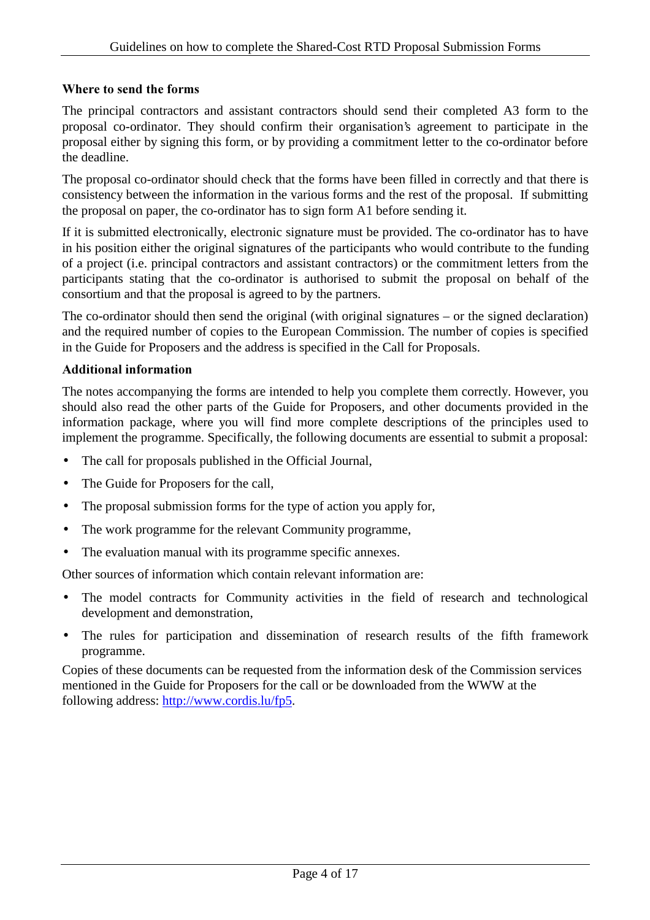**Where to send the forms**

The principal contractors and assistant contractors should send their completed A3 form to the proposal co-ordinator. They should confirm their organisation's agreement to participate in the proposal either by signing this form, or by providing a commitment letter to the co-ordinator before the deadline.

The proposal co-ordinator should check that the forms have been filled in correctly and that there is consistency between the information in the various forms and the rest of the proposal. If submitting the proposal on paper, the co-ordinator has to sign form A1 before sending it.

If it is submitted electronically, electronic signature must be provided. The co-ordinator has to have in his position either the original signatures of the participants who would contribute to the funding of a project (i.e. principal contractors and assistant contractors) or the commitment letters from the participants stating that the co-ordinator is authorised to submit the proposal on behalf of the consortium and that the proposal is agreed to by the partners.

The co-ordinator should then send the original (with original signatures – or the signed declaration) and the required number of copies to the European Commission. The number of copies is specified in the Guide for Proposers and the address is specified in the Call for Proposals.

**Additional information**

The notes accompanying the forms are intended to help you complete them correctly. However, you should also read the other parts of the Guide for Proposers, and other documents provided in the information package, where you will find more complete descriptions of the principles used to implement the programme. Specifically, the following documents are essential to submit a proposal:

- The call for proposals published in the Official Journal,
- The Guide for Proposers for the call,
- The proposal submission forms for the type of action you apply for,
- The work programme for the relevant Community programme,
- The evaluation manual with its programme specific annexes.

Other sources of information which contain relevant information are:

- The model contracts for Community activities in the field of research and technological development and demonstration,
- The rules for participation and dissemination of research results of the fifth framework programme.

Copies of these documents can be requested from the information desk of the Commission services mentioned in the Guide for Proposers for the call or be downloaded from the WWW at the following address: http://www.cordis.lu/fp5.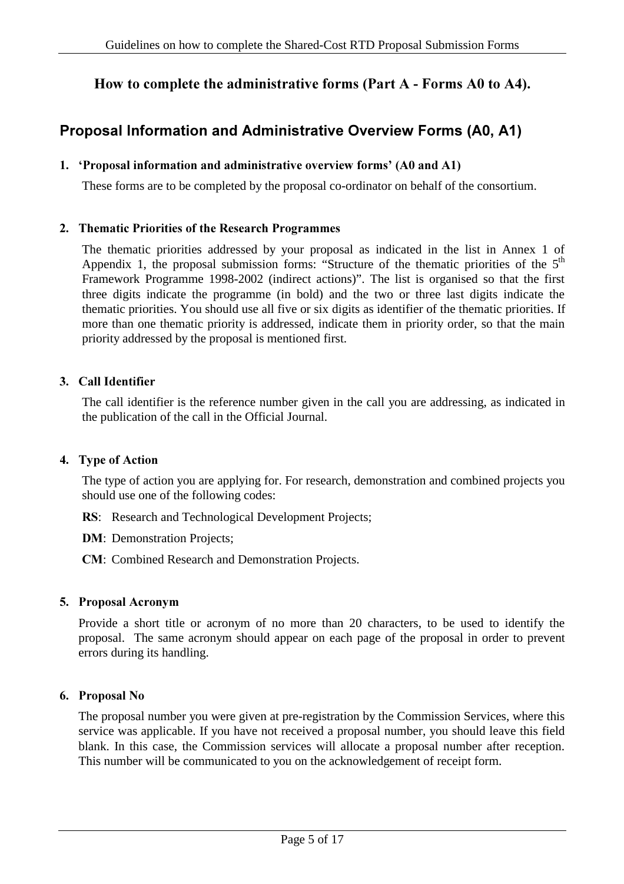## How to complete the administrative forms (Part A - Forms A0 to A4).

## Proposal Information and Administrative Overview Forms (A0, A1)

### 1. 'Proposal information and administrative overview forms' (A0 and A1)

These forms are to be completed by the proposal co-ordinator on behalf of the consortium.

### 2. Thematic Priorities of the Research Programmes

The thematic priorities addressed by your proposal as indicated in the list in Annex 1 of Appendix 1, the proposal submission forms: "Structure of the thematic priorities of the 5th Framework Programme 1998-2002 (indirect actions)". The list is organised so that the first three digits indicate the programme (in bold) and the two or three last digits indicate the thematic priorities. You should use all five or six digits as identifier of the thematic priorities. If more than one thematic priority is addressed, indicate them in priority order, so that the main priority addressed by the proposal is mentioned first.

### 3. Call Identifier

The call identifier is the reference number given in the call you are addressing, as indicated in the publication of the call in the Official Journal.

### 4. Type of Action

The type of action you are applying for. For research, demonstration and combined projects you should use one of the following codes:

**RS**: Research and Technological Development Projects;

**DM**: Demonstration Projects;

**CM**: Combined Research and Demonstration Projects.

### 5. Proposal Acronym

Provide a short title or acronym of no more than 20 characters, to be used to identify the proposal. The same acronym should appear on each page of the proposal in order to prevent errors during its handling.

### 6. Proposal No

The proposal number you were given at pre-registration by the Commission Services, where this service was applicable. If you have not received a proposal number, you should leave this field blank. In this case, the Commission services will allocate a proposal number after reception. This number will be communicated to you on the acknowledgement of receipt form.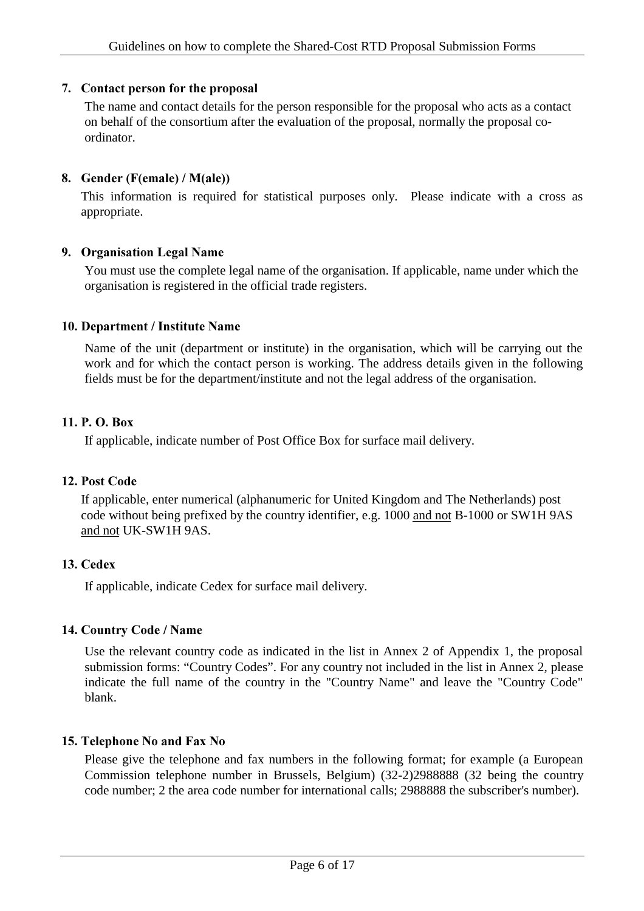### 7. Contact person for the proposal

The name and contact details for the person responsible for the proposal who acts as a contact on behalf of the consortium after the evaluation of the proposal, normally the proposal co-ordinator.

### 8. Gender (F(emale) / M(ale))

This information is required for statistical purposes only. Please indicate with a cross as appropriate.

### 9. Organisation Legal Name

You must use the complete legal name of the organisation. If applicable, name under which the organisation is registered in the official trade registers.

### 10. Department / Institute Name

Name of the unit (department or institute) in the organisation, which will be carrying out the work and for which the contact person is working. The address details given in the following fields must be for the department/institute and not the legal address of the organisation.

### 11. P. O. Box

If applicable, indicate number of Post Office Box for surface mail delivery.

### 12. Post Code

If applicable, enter numerical (alphanumeric for United Kingdom and The Netherlands) post code without being prefixed by the country identifier, e.g. 1000 <u>and not</u> B-1000 or SW1H 9AS <u>and not</u> UK-SW1H 9AS.

### 13. Cedex

If applicable, indicate Cedex for surface mail delivery.

### 14. Country Code / Name

Use the relevant country code as indicated in the list in Annex 2 of Appendix 1, the proposal submission forms: "Country Codes". For any country not included in the list in Annex 2, please indicate the full name of the country in the "Country Name" and leave the "Country Code" blank.

### 15. Telephone No and Fax No

Please give the telephone and fax numbers in the following format; for example (a European Commission telephone number in Brussels, Belgium) (32-2)2988888 (32 being the country code number; 2 the area code number for international calls; 2988888 the subscriber's number).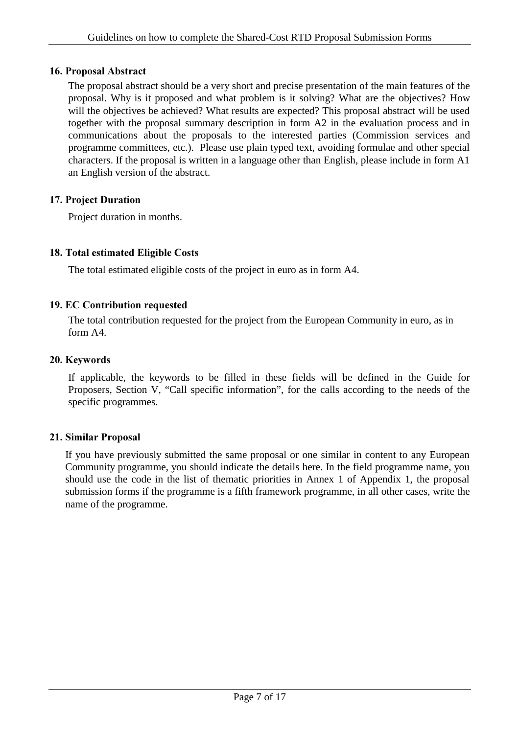### 16. Proposal Abstract

The proposal abstract should be a very short and precise presentation of the main features of the proposal. Why is it proposed and what problem is it solving? What are the objectives? How will the objectives be achieved? What results are expected? This proposal abstract will be used together with the proposal summary description in form A2 in the evaluation process and in communications about the proposals to the interested parties (Commission services and programme committees, etc.). Please use plain typed text, avoiding formulae and other special characters. If the proposal is written in a language other than English, please include in form A1 an English version of the abstract.

### 17. Project Duration

Project duration in months.

### 18. Total estimated Eligible Costs

The total estimated eligible costs of the project in euro as in form A4.

### 19. EC Contribution requested

The total contribution requested for the project from the European Community in euro, as in form A4.

### 20. Keywords

If applicable, the keywords to be filled in these fields will be defined in the Guide for Proposers, Section V, "Call specific information", for the calls according to the needs of the specific programmes.

### 21. Similar Proposal

If you have previously submitted the same proposal or one similar in content to any European Community programme, you should indicate the details here. In the field programme name, you should use the code in the list of thematic priorities in Annex 1 of Appendix 1, the proposal submission forms if the programme is a fifth framework programme, in all other cases, write the name of the programme.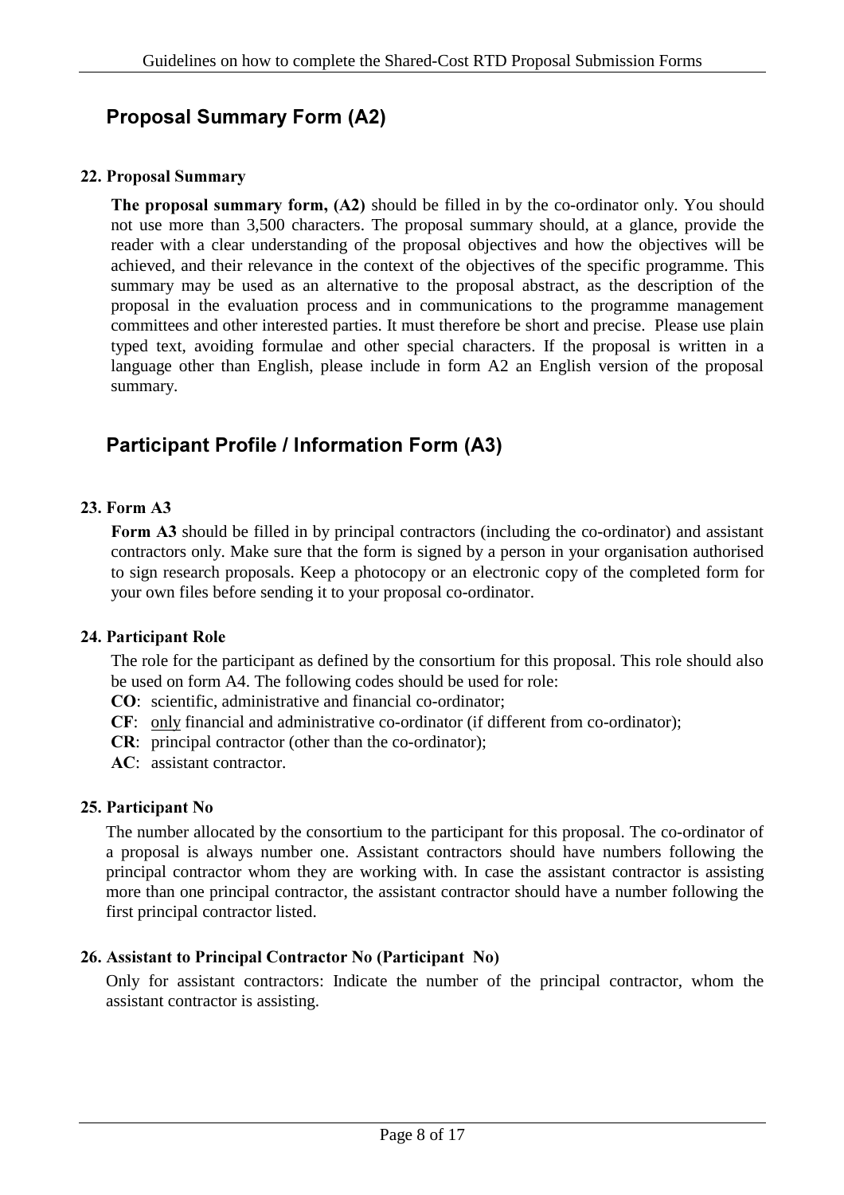## Proposal Summary Form (A2)

### 22. Proposal Summary

**The proposal summary form, (A2)** should be filled in by the co-ordinator only. You should not use more than 3,500 characters. The proposal summary should, at a glance, provide the reader with a clear understanding of the proposal objectives and how the objectives will be achieved, and their relevance in the context of the objectives of the specific programme. This summary may be used as an alternative to the proposal abstract, as the description of the proposal in the evaluation process and in communications to the programme management committees and other interested parties. It must therefore be short and precise. Please use plain typed text, avoiding formulae and other special characters. If the proposal is written in a language other than English, please include in form A2 an English version of the proposal summary.

## Participant Profile / Information Form (A3)

### 23. Form A3

**Form A3** should be filled in by principal contractors (including the co-ordinator) and assistant contractors only. Make sure that the form is signed by a person in your organisation authorised to sign research proposals. Keep a photocopy or an electronic copy of the completed form for your own files before sending it to your proposal co-ordinator.

### 24. Participant Role

The role for the participant as defined by the consortium for this proposal. This role should also be used on form A4. The following codes should be used for role:

**CO**: scientific, administrative and financial co-ordinator;
**CF**: only financial and administrative co-ordinator (if different from co-ordinator);
**CR**: principal contractor (other than the co-ordinator);
**AC**: assistant contractor.

### 25. Participant No

The number allocated by the consortium to the participant for this proposal. The co-ordinator of a proposal is always number one. Assistant contractors should have numbers following the principal contractor whom they are working with. In case the assistant contractor is assisting more than one principal contractor, the assistant contractor should have a number following the first principal contractor listed.

### 26. Assistant to Principal Contractor No (Participant No)

Only for assistant contractors: Indicate the number of the principal contractor, whom the assistant contractor is assisting.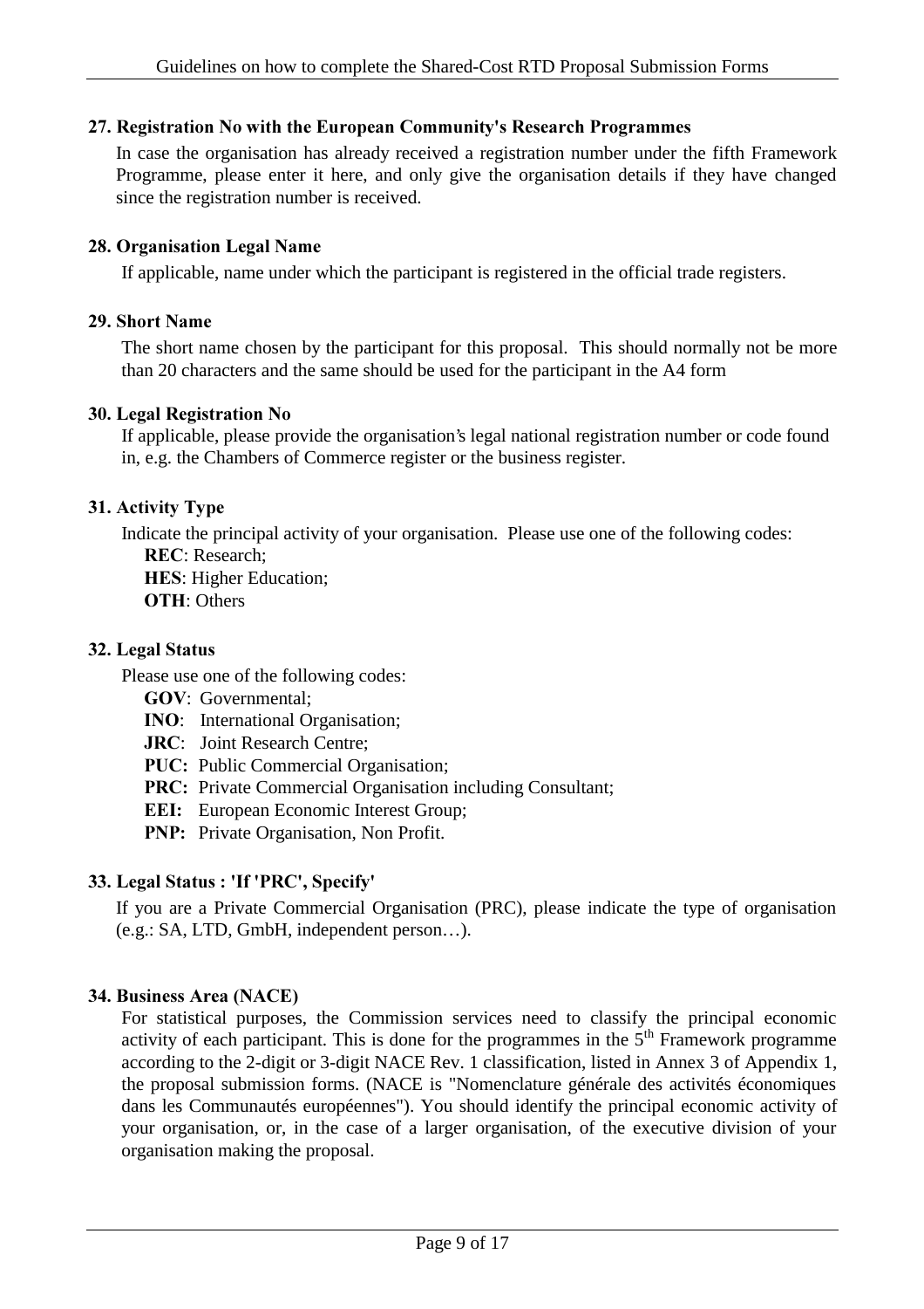### 27. Registration No with the European Community's Research Programmes

In case the organisation has already received a registration number under the fifth Framework Programme, please enter it here, and only give the organisation details if they have changed since the registration number is received.

### 28. Organisation Legal Name

If applicable, name under which the participant is registered in the official trade registers.

### 29. Short Name

The short name chosen by the participant for this proposal. This should normally not be more than 20 characters and the same should be used for the participant in the A4 form

### 30. Legal Registration No

If applicable, please provide the organisation's legal national registration number or code found in, e.g. the Chambers of Commerce register or the business register.

### 31. Activity Type

Indicate the principal activity of your organisation. Please use one of the following codes:

**REC**: Research;
**HES**: Higher Education;
**OTH**: Others

### 32. Legal Status

Please use one of the following codes:

**GOV**: Governmental;
**INO**: International Organisation;
**JRC**: Joint Research Centre;
**PUC:** Public Commercial Organisation;
**PRC:** Private Commercial Organisation including Consultant;
**EEI:** European Economic Interest Group;
**PNP:** Private Organisation, Non Profit.

### 33. Legal Status : 'If 'PRC', Specify'

If you are a Private Commercial Organisation (PRC), please indicate the type of organisation (e.g.: SA, LTD, GmbH, independent person…).

### 34. Business Area (NACE)

For statistical purposes, the Commission services need to classify the principal economic activity of each participant. This is done for the programmes in the 5th Framework programme according to the 2-digit or 3-digit NACE Rev. 1 classification, listed in Annex 3 of Appendix 1, the proposal submission forms. (NACE is "Nomenclature générale des activités économiques dans les Communautés européennes"). You should identify the principal economic activity of your organisation, or, in the case of a larger organisation, of the executive division of your organisation making the proposal.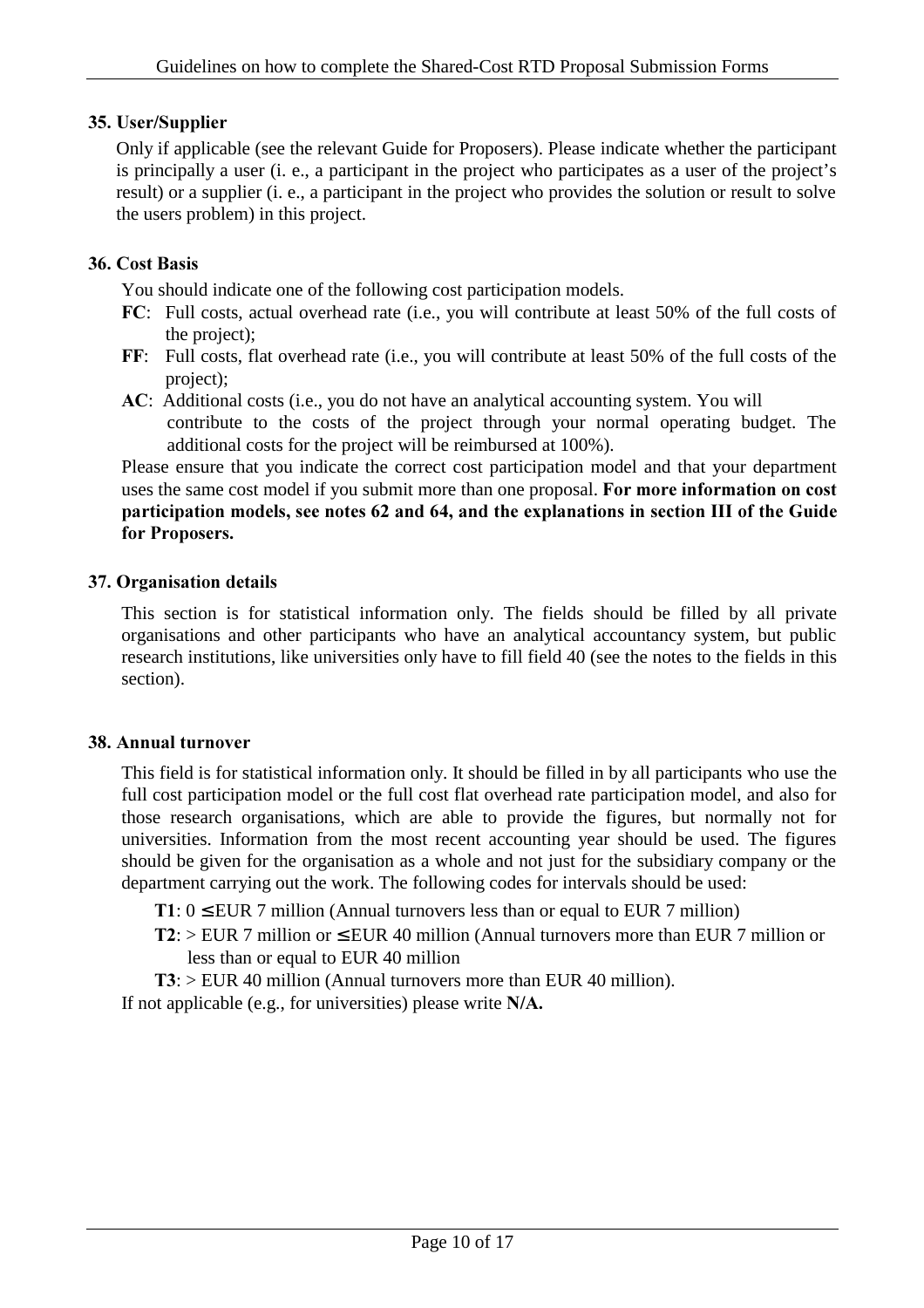### 35. User/Supplier

Only if applicable (see the relevant Guide for Proposers). Please indicate whether the participant is principally a user (i. e., a participant in the project who participates as a user of the project's result) or a supplier (i. e., a participant in the project who provides the solution or result to solve the users problem) in this project.

### 36. Cost Basis

You should indicate one of the following cost participation models.

- **FC**: Full costs, actual overhead rate (i.e., you will contribute at least 50% of the full costs of the project);
- **FF**: Full costs, flat overhead rate (i.e., you will contribute at least 50% of the full costs of the project);
- **AC**: Additional costs (i.e., you do not have an analytical accounting system. You will contribute to the costs of the project through your normal operating budget. The additional costs for the project will be reimbursed at 100%).

Please ensure that you indicate the correct cost participation model and that your department uses the same cost model if you submit more than one proposal. **For more information on cost participation models, see notes 62 and 64, and the explanations in section III of the Guide for Proposers.**

### 37. Organisation details

This section is for statistical information only. The fields should be filled by all private organisations and other participants who have an analytical accountancy system, but public research institutions, like universities only have to fill field 40 (see the notes to the fields in this section).

### 38. Annual turnover

This field is for statistical information only. It should be filled in by all participants who use the full cost participation model or the full cost flat overhead rate participation model, and also for those research organisations, which are able to provide the figures, but normally not for universities. Information from the most recent accounting year should be used. The figures should be given for the organisation as a whole and not just for the subsidiary company or the department carrying out the work. The following codes for intervals should be used:

- **T1**: 0 ≤ EUR 7 million (Annual turnovers less than or equal to EUR 7 million)
- **T2**: > EUR 7 million or ≤ EUR 40 million (Annual turnovers more than EUR 7 million or less than or equal to EUR 40 million
- **T3**: > EUR 40 million (Annual turnovers more than EUR 40 million).

If not applicable (e.g., for universities) please write **N/A.**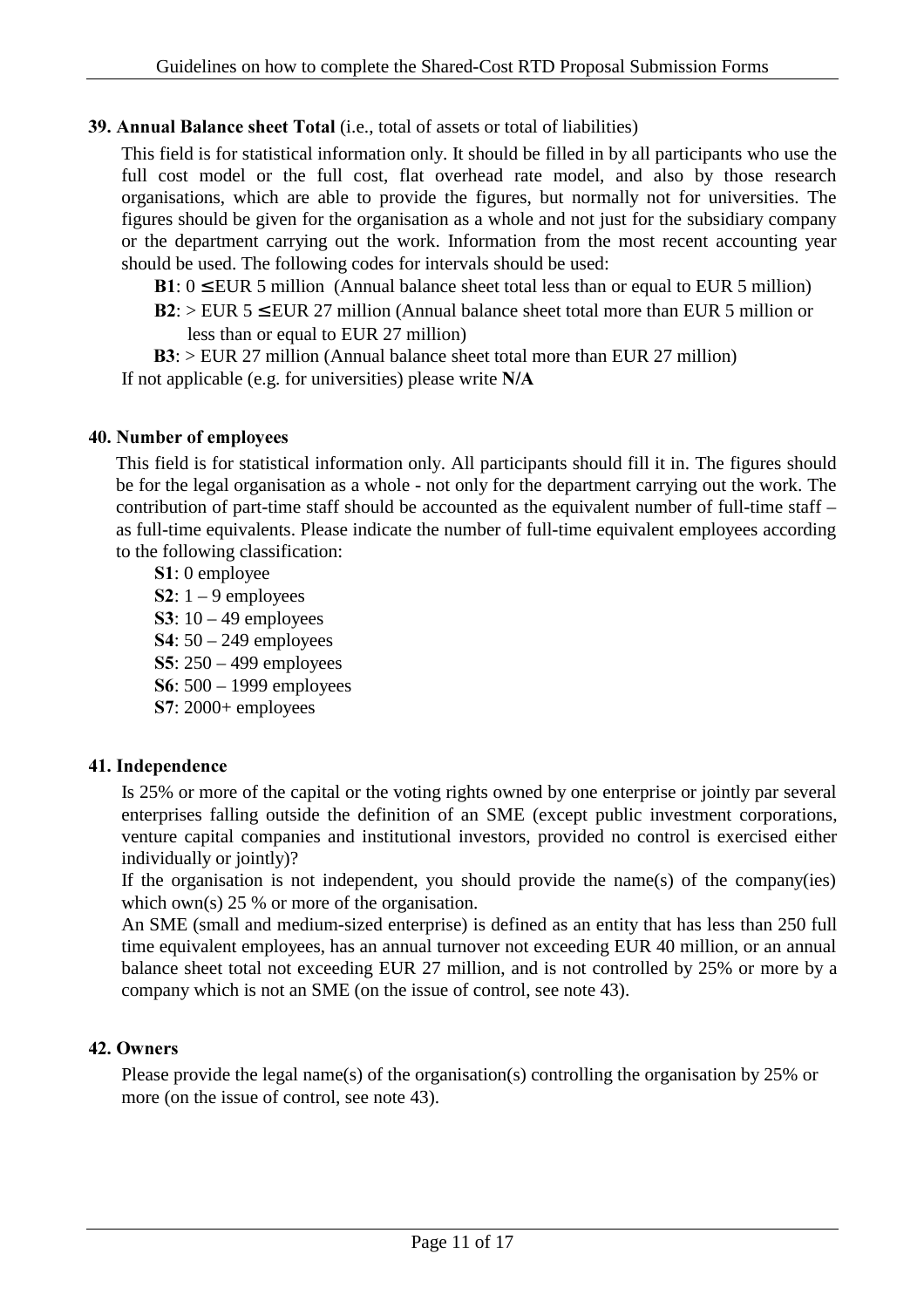**39. Annual Balance sheet Total** (i.e., total of assets or total of liabilities)

This field is for statistical information only. It should be filled in by all participants who use the full cost model or the full cost, flat overhead rate model, and also by those research organisations, which are able to provide the figures, but normally not for universities. The figures should be given for the organisation as a whole and not just for the subsidiary company or the department carrying out the work. Information from the most recent accounting year should be used. The following codes for intervals should be used:

**B1**: 0 ≤ EUR 5 million (Annual balance sheet total less than or equal to EUR 5 million)

**B2**: > EUR 5 ≤ EUR 27 million (Annual balance sheet total more than EUR 5 million or less than or equal to EUR 27 million)

**B3**: > EUR 27 million (Annual balance sheet total more than EUR 27 million)

If not applicable (e.g. for universities) please write **N/A**

**40. Number of employees**

This field is for statistical information only. All participants should fill it in. The figures should be for the legal organisation as a whole - not only for the department carrying out the work. The contribution of part-time staff should be accounted as the equivalent number of full-time staff – as full-time equivalents. Please indicate the number of full-time equivalent employees according to the following classification:

**S1**: 0 employee
**S2**: 1 – 9 employees
**S3**: 10 – 49 employees
**S4**: 50 – 249 employees
**S5**: 250 – 499 employees
**S6**: 500 – 1999 employees
**S7**: 2000+ employees

**41. Independence**

Is 25% or more of the capital or the voting rights owned by one enterprise or jointly par several enterprises falling outside the definition of an SME (except public investment corporations, venture capital companies and institutional investors, provided no control is exercised either individually or jointly)?

If the organisation is not independent, you should provide the name(s) of the company(ies) which own(s) 25 % or more of the organisation.

An SME (small and medium-sized enterprise) is defined as an entity that has less than 250 full time equivalent employees, has an annual turnover not exceeding EUR 40 million, or an annual balance sheet total not exceeding EUR 27 million, and is not controlled by 25% or more by a company which is not an SME (on the issue of control, see note 43).

**42. Owners**

Please provide the legal name(s) of the organisation(s) controlling the organisation by 25% or more (on the issue of control, see note 43).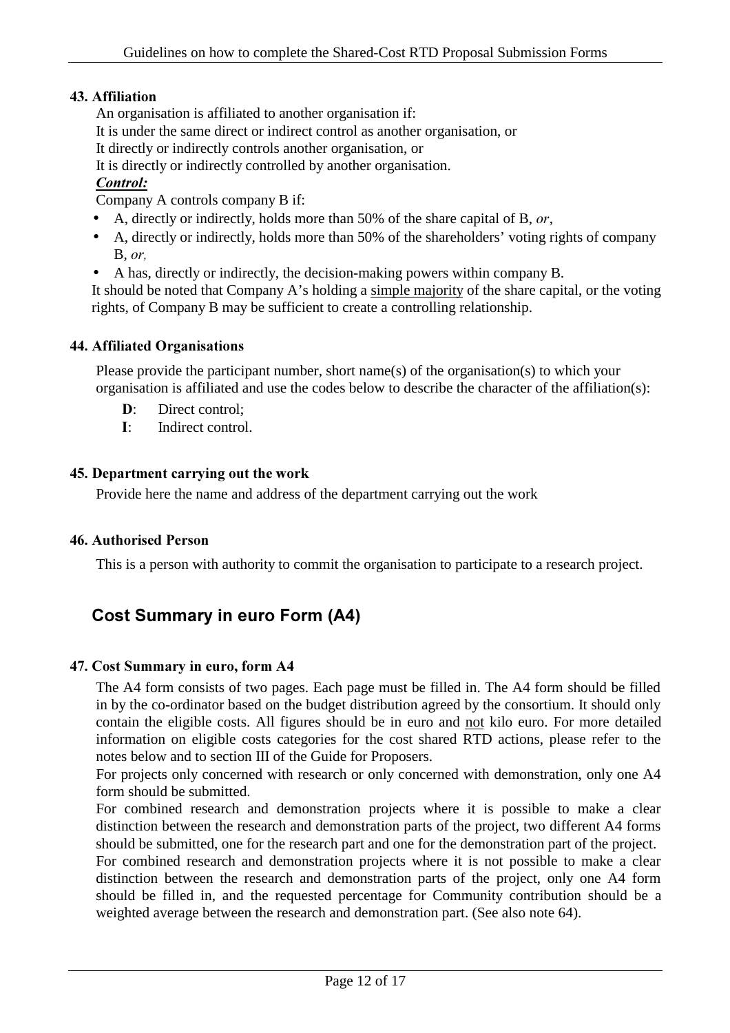**43. Affiliation**

An organisation is affiliated to another organisation if:

It is under the same direct or indirect control as another organisation, or

It directly or indirectly controls another organisation, or

It is directly or indirectly controlled by another organisation.

***Control:***

Company A controls company B if:

- A, directly or indirectly, holds more than 50% of the share capital of B, *or*,
- A, directly or indirectly, holds more than 50% of the shareholders' voting rights of company B, *or,*
- A has, directly or indirectly, the decision-making powers within company B.

It should be noted that Company A's holding a simple majority of the share capital, or the voting rights, of Company B may be sufficient to create a controlling relationship.

**44. Affiliated Organisations**

Please provide the participant number, short name(s) of the organisation(s) to which your organisation is affiliated and use the codes below to describe the character of the affiliation(s):

- **D**: Direct control;
- **I**: Indirect control.

**45. Department carrying out the work**

Provide here the name and address of the department carrying out the work

**46. Authorised Person**

This is a person with authority to commit the organisation to participate to a research project.

## Cost Summary in euro Form (A4)

**47. Cost Summary in euro, form A4**

The A4 form consists of two pages. Each page must be filled in. The A4 form should be filled in by the co-ordinator based on the budget distribution agreed by the consortium. It should only contain the eligible costs. All figures should be in euro and not kilo euro. For more detailed information on eligible costs categories for the cost shared RTD actions, please refer to the notes below and to section III of the Guide for Proposers.

For projects only concerned with research or only concerned with demonstration, only one A4 form should be submitted.

For combined research and demonstration projects where it is possible to make a clear distinction between the research and demonstration parts of the project, two different A4 forms should be submitted, one for the research part and one for the demonstration part of the project.

For combined research and demonstration projects where it is not possible to make a clear distinction between the research and demonstration parts of the project, only one A4 form should be filled in, and the requested percentage for Community contribution should be a weighted average between the research and demonstration part. (See also note 64).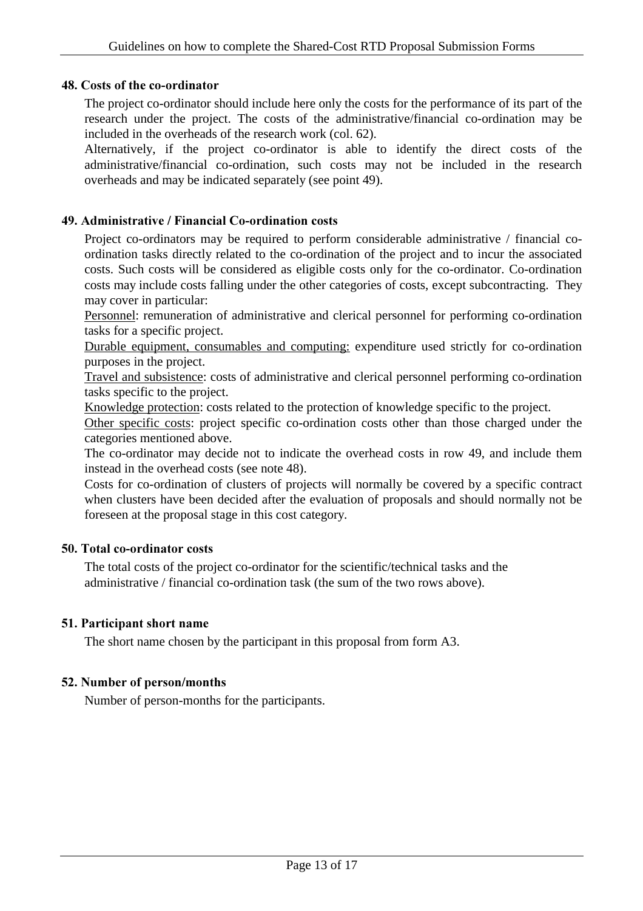#### 48. Costs of the co-ordinator

The project co-ordinator should include here only the costs for the performance of its part of the research under the project. The costs of the administrative/financial co-ordination may be included in the overheads of the research work (col. 62).

Alternatively, if the project co-ordinator is able to identify the direct costs of the administrative/financial co-ordination, such costs may not be included in the research overheads and may be indicated separately (see point 49).

#### 49. Administrative / Financial Co-ordination costs

Project co-ordinators may be required to perform considerable administrative / financial co-ordination tasks directly related to the co-ordination of the project and to incur the associated costs. Such costs will be considered as eligible costs only for the co-ordinator. Co-ordination costs may include costs falling under the other categories of costs, except subcontracting. They may cover in particular:

<u>Personnel</u>: remuneration of administrative and clerical personnel for performing co-ordination tasks for a specific project.

<u>Durable equipment, consumables and computing:</u> expenditure used strictly for co-ordination purposes in the project.

<u>Travel and subsistence</u>: costs of administrative and clerical personnel performing co-ordination tasks specific to the project.

<u>Knowledge protection</u>: costs related to the protection of knowledge specific to the project.

<u>Other specific costs</u>: project specific co-ordination costs other than those charged under the categories mentioned above.

The co-ordinator may decide not to indicate the overhead costs in row 49, and include them instead in the overhead costs (see note 48).

Costs for co-ordination of clusters of projects will normally be covered by a specific contract when clusters have been decided after the evaluation of proposals and should normally not be foreseen at the proposal stage in this cost category.

#### 50. Total co-ordinator costs

The total costs of the project co-ordinator for the scientific/technical tasks and the administrative / financial co-ordination task (the sum of the two rows above).

#### 51. Participant short name

The short name chosen by the participant in this proposal from form A3.

#### 52. Number of person/months

Number of person-months for the participants.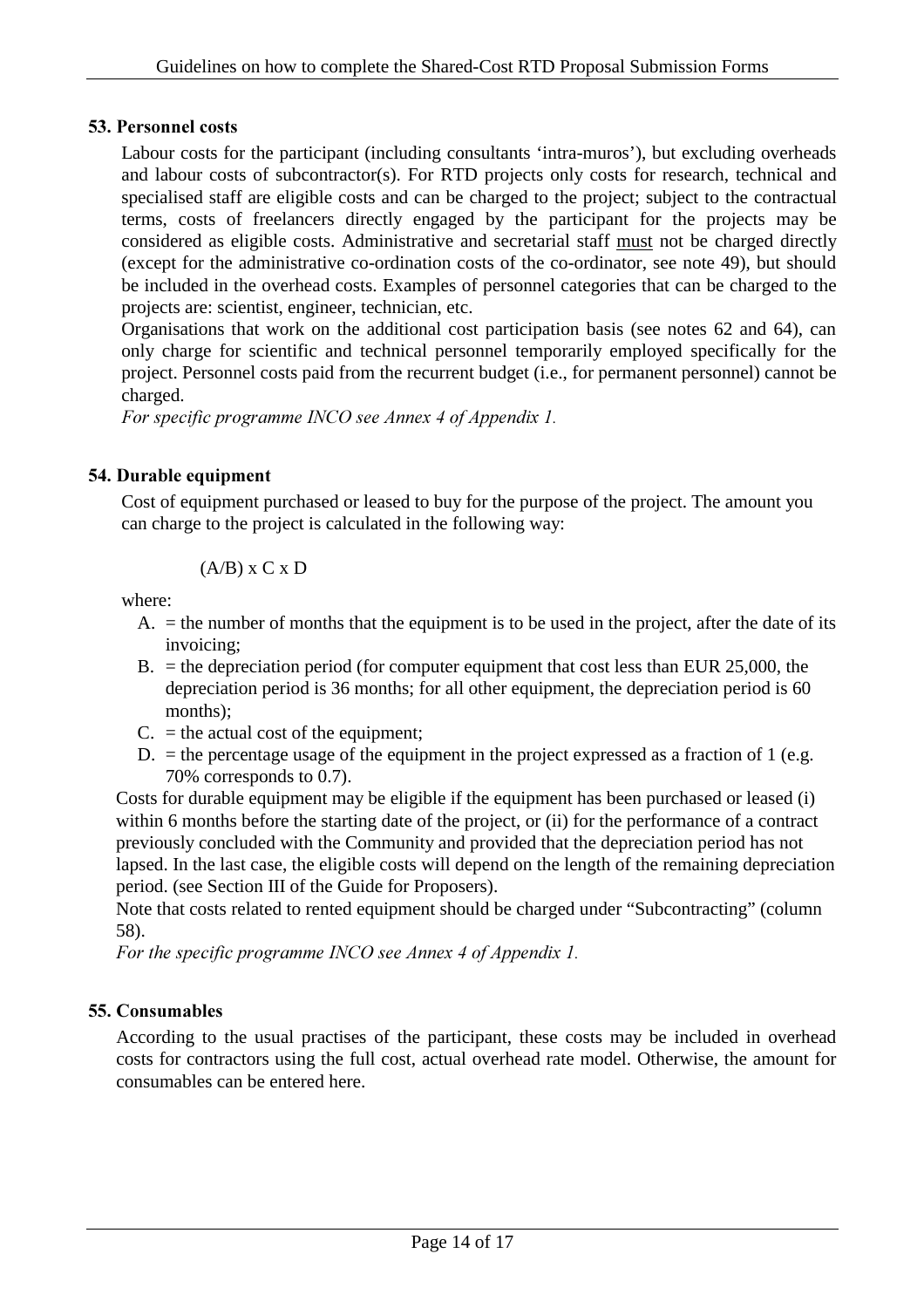### 53. Personnel costs

Labour costs for the participant (including consultants 'intra-muros'), but excluding overheads and labour costs of subcontractor(s). For RTD projects only costs for research, technical and specialised staff are eligible costs and can be charged to the project; subject to the contractual terms, costs of freelancers directly engaged by the participant for the projects may be considered as eligible costs. Administrative and secretarial staff must not be charged directly (except for the administrative co-ordination costs of the co-ordinator, see note 49), but should be included in the overhead costs. Examples of personnel categories that can be charged to the projects are: scientist, engineer, technician, etc.

Organisations that work on the additional cost participation basis (see notes 62 and 64), can only charge for scientific and technical personnel temporarily employed specifically for the project. Personnel costs paid from the recurrent budget (i.e., for permanent personnel) cannot be charged.

*For specific programme INCO see Annex 4 of Appendix 1.*

### 54. Durable equipment

Cost of equipment purchased or leased to buy for the purpose of the project. The amount you can charge to the project is calculated in the following way:

$$(A/B) \times C \times D$$

where:

A. = the number of months that the equipment is to be used in the project, after the date of its invoicing;

B. = the depreciation period (for computer equipment that cost less than EUR 25,000, the depreciation period is 36 months; for all other equipment, the depreciation period is 60 months);

C. = the actual cost of the equipment;

D. = the percentage usage of the equipment in the project expressed as a fraction of 1 (e.g. 70% corresponds to 0.7).

Costs for durable equipment may be eligible if the equipment has been purchased or leased (i) within 6 months before the starting date of the project, or (ii) for the performance of a contract previously concluded with the Community and provided that the depreciation period has not lapsed. In the last case, the eligible costs will depend on the length of the remaining depreciation period. (see Section III of the Guide for Proposers).

Note that costs related to rented equipment should be charged under "Subcontracting" (column 58).

*For the specific programme INCO see Annex 4 of Appendix 1.*

### 55. Consumables

According to the usual practises of the participant, these costs may be included in overhead costs for contractors using the full cost, actual overhead rate model. Otherwise, the amount for consumables can be entered here.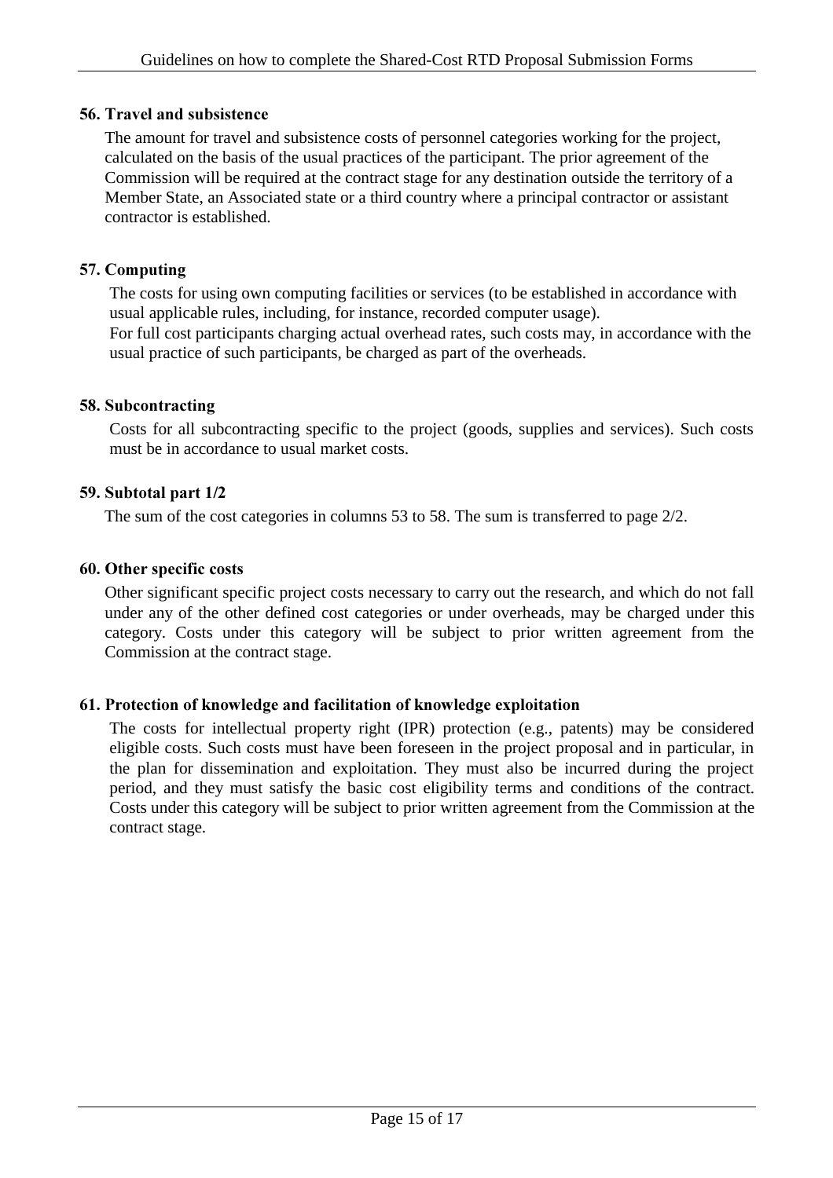### 56. Travel and subsistence

The amount for travel and subsistence costs of personnel categories working for the project, calculated on the basis of the usual practices of the participant. The prior agreement of the Commission will be required at the contract stage for any destination outside the territory of a Member State, an Associated state or a third country where a principal contractor or assistant contractor is established.

### 57. Computing

The costs for using own computing facilities or services (to be established in accordance with usual applicable rules, including, for instance, recorded computer usage).
For full cost participants charging actual overhead rates, such costs may, in accordance with the usual practice of such participants, be charged as part of the overheads.

### 58. Subcontracting

Costs for all subcontracting specific to the project (goods, supplies and services). Such costs must be in accordance to usual market costs.

### 59. Subtotal part 1/2

The sum of the cost categories in columns 53 to 58. The sum is transferred to page 2/2.

### 60. Other specific costs

Other significant specific project costs necessary to carry out the research, and which do not fall under any of the other defined cost categories or under overheads, may be charged under this category. Costs under this category will be subject to prior written agreement from the Commission at the contract stage.

### 61. Protection of knowledge and facilitation of knowledge exploitation

The costs for intellectual property right (IPR) protection (e.g., patents) may be considered eligible costs. Such costs must have been foreseen in the project proposal and in particular, in the plan for dissemination and exploitation. They must also be incurred during the project period, and they must satisfy the basic cost eligibility terms and conditions of the contract. Costs under this category will be subject to prior written agreement from the Commission at the contract stage.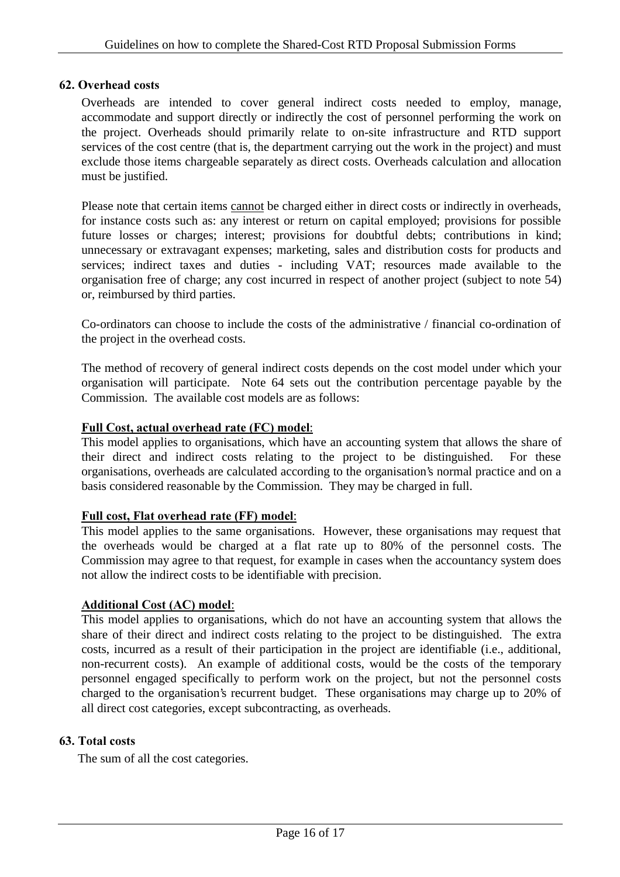### 62. Overhead costs

Overheads are intended to cover general indirect costs needed to employ, manage, accommodate and support directly or indirectly the cost of personnel performing the work on the project. Overheads should primarily relate to on-site infrastructure and RTD support services of the cost centre (that is, the department carrying out the work in the project) and must exclude those items chargeable separately as direct costs. Overheads calculation and allocation must be justified.

Please note that certain items <u>cannot</u> be charged either in direct costs or indirectly in overheads, for instance costs such as: any interest or return on capital employed; provisions for possible future losses or charges; interest; provisions for doubtful debts; contributions in kind; unnecessary or extravagant expenses; marketing, sales and distribution costs for products and services; indirect taxes and duties - including VAT; resources made available to the organisation free of charge; any cost incurred in respect of another project (subject to note 54) or, reimbursed by third parties.

Co-ordinators can choose to include the costs of the administrative / financial co-ordination of the project in the overhead costs.

The method of recovery of general indirect costs depends on the cost model under which your organisation will participate. Note 64 sets out the contribution percentage payable by the Commission. The available cost models are as follows:

<u>**Full Cost, actual overhead rate (FC) model**</u>:
This model applies to organisations, which have an accounting system that allows the share of their direct and indirect costs relating to the project to be distinguished. For these organisations, overheads are calculated according to the organisation's normal practice and on a basis considered reasonable by the Commission. They may be charged in full.

<u>**Full cost, Flat overhead rate (FF) model**</u>:
This model applies to the same organisations. However, these organisations may request that the overheads would be charged at a flat rate up to 80% of the personnel costs. The Commission may agree to that request, for example in cases when the accountancy system does not allow the indirect costs to be identifiable with precision.

<u>**Additional Cost (AC) model**</u>:
This model applies to organisations, which do not have an accounting system that allows the share of their direct and indirect costs relating to the project to be distinguished. The extra costs, incurred as a result of their participation in the project are identifiable (i.e., additional, non-recurrent costs). An example of additional costs, would be the costs of the temporary personnel engaged specifically to perform work on the project, but not the personnel costs charged to the organisation's recurrent budget. These organisations may charge up to 20% of all direct cost categories, except subcontracting, as overheads.

### 63. Total costs

The sum of all the cost categories.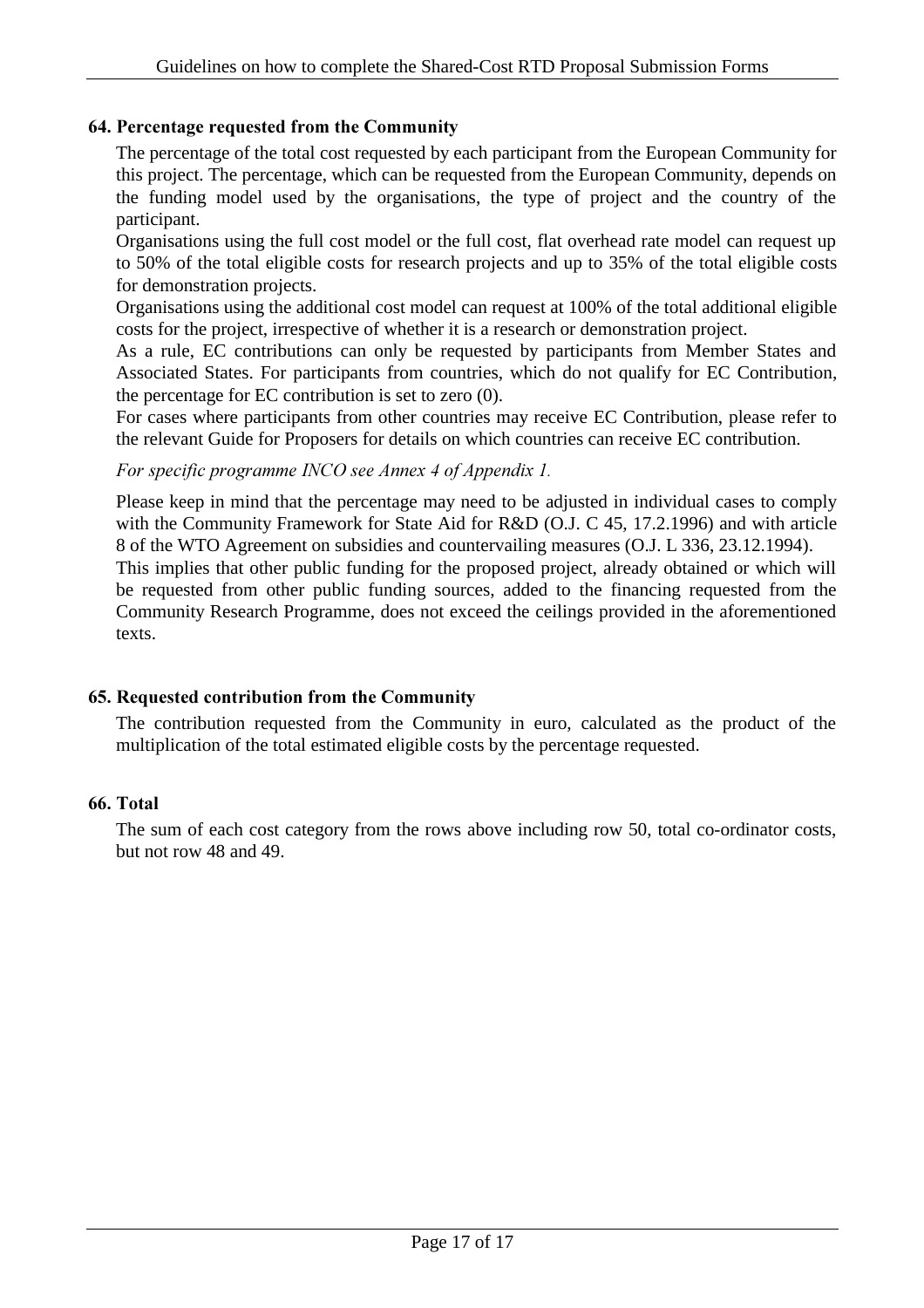### 64. Percentage requested from the Community

The percentage of the total cost requested by each participant from the European Community for this project. The percentage, which can be requested from the European Community, depends on the funding model used by the organisations, the type of project and the country of the participant.

Organisations using the full cost model or the full cost, flat overhead rate model can request up to 50% of the total eligible costs for research projects and up to 35% of the total eligible costs for demonstration projects.

Organisations using the additional cost model can request at 100% of the total additional eligible costs for the project, irrespective of whether it is a research or demonstration project.

As a rule, EC contributions can only be requested by participants from Member States and Associated States. For participants from countries, which do not qualify for EC Contribution, the percentage for EC contribution is set to zero (0).

For cases where participants from other countries may receive EC Contribution, please refer to the relevant Guide for Proposers for details on which countries can receive EC contribution.

*For specific programme INCO see Annex 4 of Appendix 1.*

Please keep in mind that the percentage may need to be adjusted in individual cases to comply with the Community Framework for State Aid for R&D (O.J. C 45, 17.2.1996) and with article 8 of the WTO Agreement on subsidies and countervailing measures (O.J. L 336, 23.12.1994).

This implies that other public funding for the proposed project, already obtained or which will be requested from other public funding sources, added to the financing requested from the Community Research Programme, does not exceed the ceilings provided in the aforementioned texts.

### 65. Requested contribution from the Community

The contribution requested from the Community in euro, calculated as the product of the multiplication of the total estimated eligible costs by the percentage requested.

### 66. Total

The sum of each cost category from the rows above including row 50, total co-ordinator costs, but not row 48 and 49.